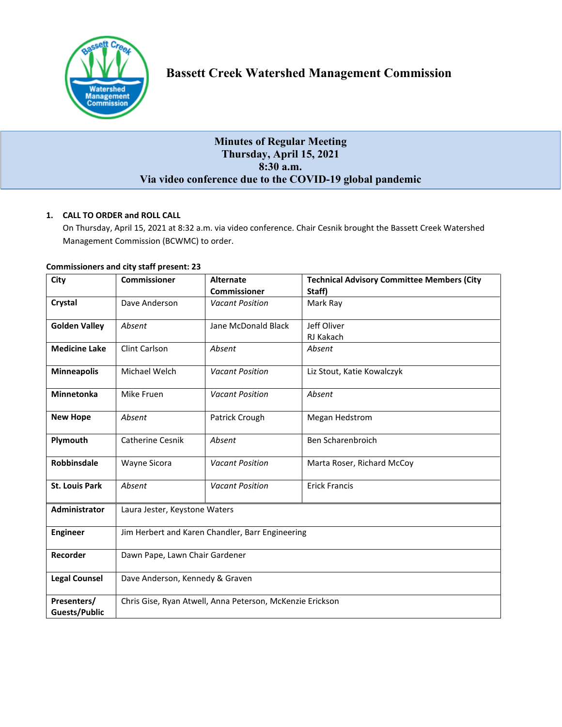# Bassett Creek Watershed Management Commission

## Minutes of Regular Meeting
## Thursday, April 15, 2021
## 8:30 a.m.
## Via video conference due to the COVID-19 global pandemic

1. **CALL TO ORDER and ROLL CALL**

   On Thursday, April 15, 2021 at 8:32 a.m. via video conference. Chair Cesnik brought the Bassett Creek Watershed Management Commission (BCWMC) to order.

**Commissioners and city staff present: 23**

| City | Commissioner | Alternate Commissioner | Technical Advisory Committee Members (City Staff) |
|---|---|---|---|
| **Crystal** | Dave Anderson | *Vacant Position* | Mark Ray |
| **Golden Valley** | *Absent* | Jane McDonald Black | Jeff Oliver<br>RJ Kakach |
| **Medicine Lake** | Clint Carlson | *Absent* | *Absent* |
| **Minneapolis** | Michael Welch | *Vacant Position* | Liz Stout, Katie Kowalczyk |
| **Minnetonka** | Mike Fruen | *Vacant Position* | *Absent* |
| **New Hope** | *Absent* | Patrick Crough | Megan Hedstrom |
| **Plymouth** | Catherine Cesnik | *Absent* | Ben Scharenbroich |
| **Robbinsdale** | Wayne Sicora | *Vacant Position* | Marta Roser, Richard McCoy |
| **St. Louis Park** | *Absent* | *Vacant Position* | Erick Francis |
| **Administrator** | Laura Jester, Keystone Waters | | |
| **Engineer** | Jim Herbert and Karen Chandler, Barr Engineering | | |
| **Recorder** | Dawn Pape, Lawn Chair Gardener | | |
| **Legal Counsel** | Dave Anderson, Kennedy & Graven | | |
| **Presenters/ Guests/Public** | Chris Gise, Ryan Atwell, Anna Peterson, McKenzie Erickson | | |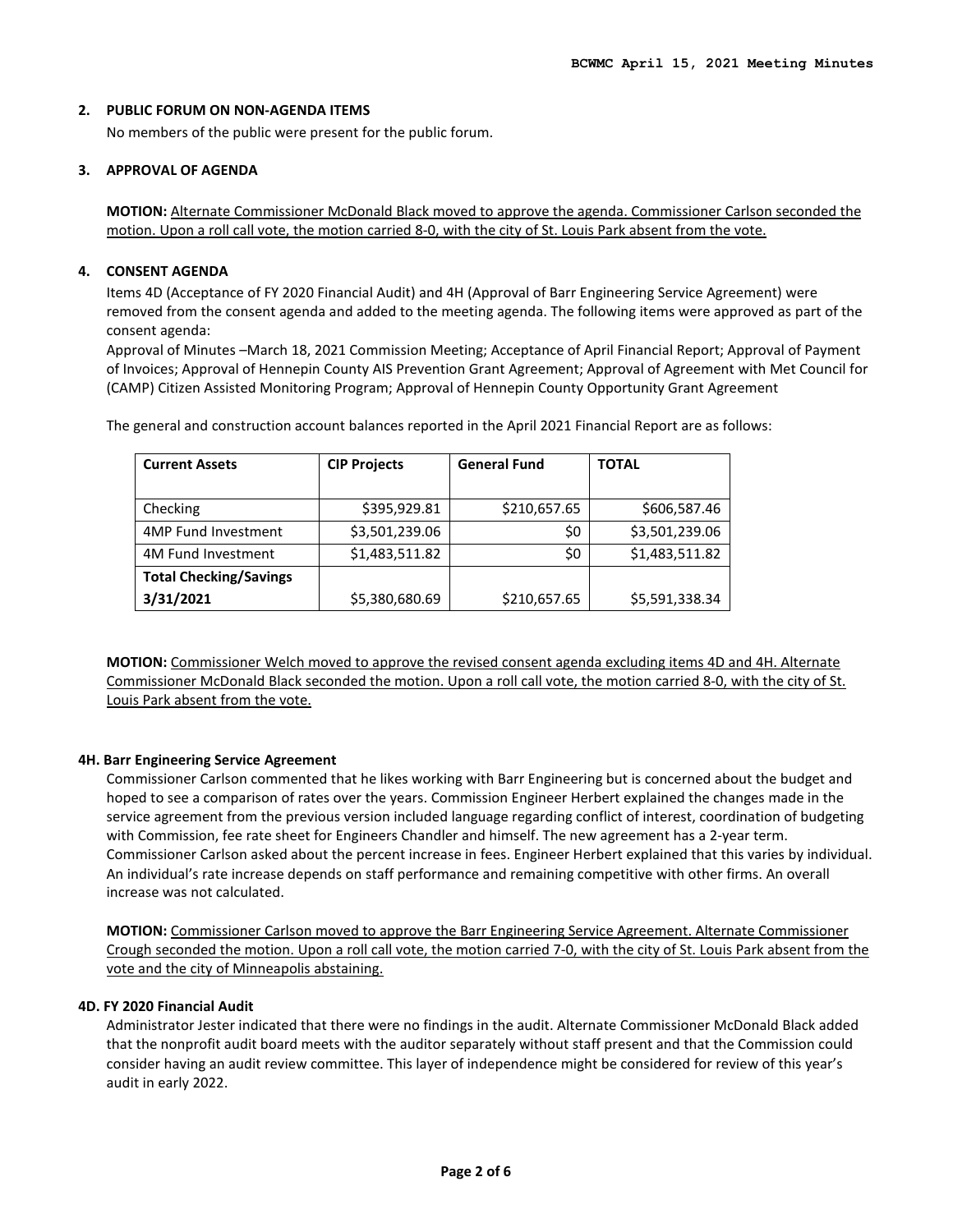## 2. PUBLIC FORUM ON NON-AGENDA ITEMS

No members of the public were present for the public forum.

## 3. APPROVAL OF AGENDA

**MOTION:** Alternate Commissioner McDonald Black moved to approve the agenda. Commissioner Carlson seconded the motion. Upon a roll call vote, the motion carried 8-0, with the city of St. Louis Park absent from the vote.

## 4. CONSENT AGENDA

Items 4D (Acceptance of FY 2020 Financial Audit) and 4H (Approval of Barr Engineering Service Agreement) were removed from the consent agenda and added to the meeting agenda. The following items were approved as part of the consent agenda:

Approval of Minutes –March 18, 2021 Commission Meeting; Acceptance of April Financial Report; Approval of Payment of Invoices; Approval of Hennepin County AIS Prevention Grant Agreement; Approval of Agreement with Met Council for (CAMP) Citizen Assisted Monitoring Program; Approval of Hennepin County Opportunity Grant Agreement

The general and construction account balances reported in the April 2021 Financial Report are as follows:

| Current Assets | CIP Projects | General Fund | TOTAL |
|---|---|---|---|
| Checking | $395,929.81 | $210,657.65 | $606,587.46 |
| 4MP Fund Investment | $3,501,239.06 | $0 | $3,501,239.06 |
| 4M Fund Investment | $1,483,511.82 | $0 | $1,483,511.82 |
| **Total Checking/Savings 3/31/2021** | $5,380,680.69 | $210,657.65 | $5,591,338.34 |

**MOTION:** Commissioner Welch moved to approve the revised consent agenda excluding items 4D and 4H. Alternate Commissioner McDonald Black seconded the motion. Upon a roll call vote, the motion carried 8-0, with the city of St. Louis Park absent from the vote.

### 4H. Barr Engineering Service Agreement

Commissioner Carlson commented that he likes working with Barr Engineering but is concerned about the budget and hoped to see a comparison of rates over the years. Commission Engineer Herbert explained the changes made in the service agreement from the previous version included language regarding conflict of interest, coordination of budgeting with Commission, fee rate sheet for Engineers Chandler and himself. The new agreement has a 2-year term. Commissioner Carlson asked about the percent increase in fees. Engineer Herbert explained that this varies by individual. An individual's rate increase depends on staff performance and remaining competitive with other firms. An overall increase was not calculated.

**MOTION:** Commissioner Carlson moved to approve the Barr Engineering Service Agreement. Alternate Commissioner Crough seconded the motion. Upon a roll call vote, the motion carried 7-0, with the city of St. Louis Park absent from the vote and the city of Minneapolis abstaining.

### 4D. FY 2020 Financial Audit

Administrator Jester indicated that there were no findings in the audit. Alternate Commissioner McDonald Black added that the nonprofit audit board meets with the auditor separately without staff present and that the Commission could consider having an audit review committee. This layer of independence might be considered for review of this year's audit in early 2022.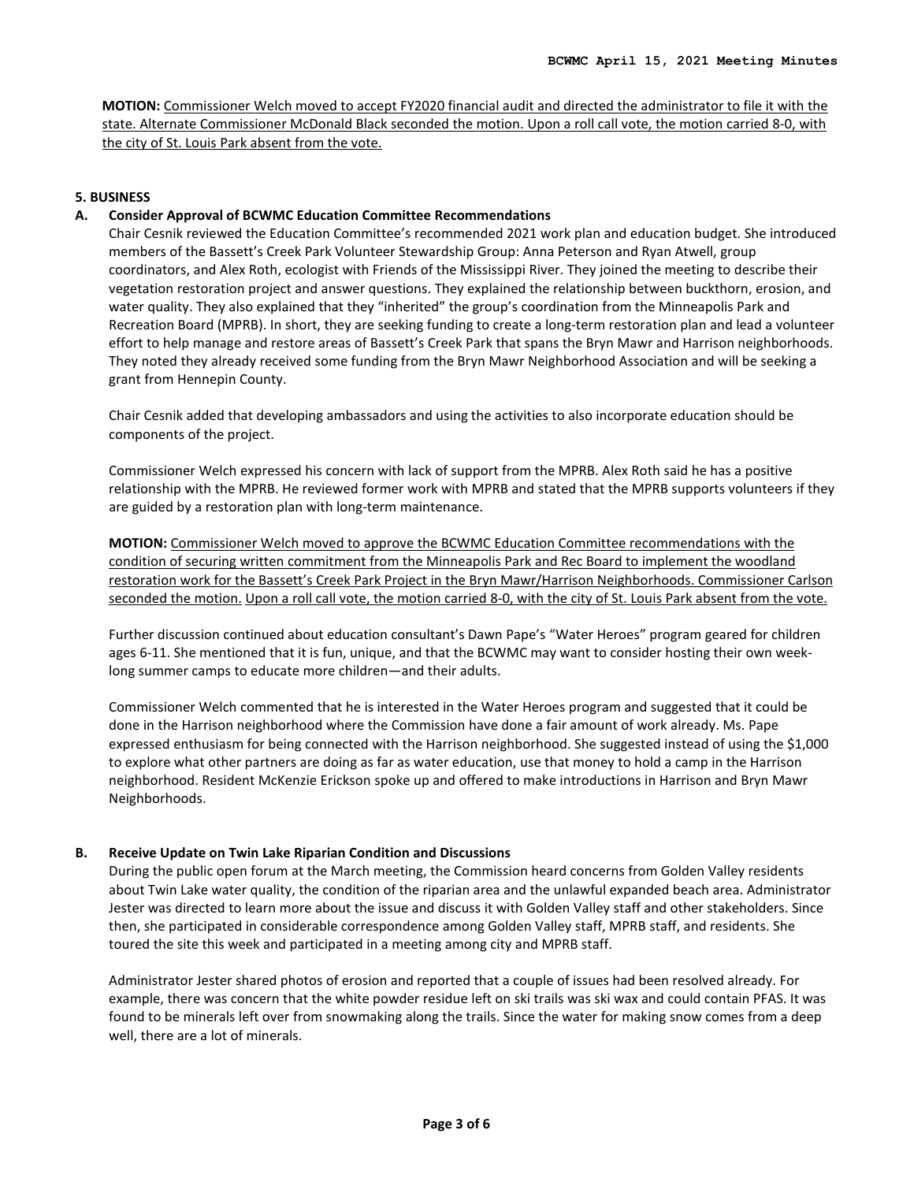**MOTION:** <u>Commissioner Welch moved to accept FY2020 financial audit and directed the administrator to file it with the state. Alternate Commissioner McDonald Black seconded the motion. Upon a roll call vote, the motion carried 8-0, with the city of St. Louis Park absent from the vote.</u>

## 5. BUSINESS

### A. Consider Approval of BCWMC Education Committee Recommendations

Chair Cesnik reviewed the Education Committee's recommended 2021 work plan and education budget. She introduced members of the Bassett's Creek Park Volunteer Stewardship Group: Anna Peterson and Ryan Atwell, group coordinators, and Alex Roth, ecologist with Friends of the Mississippi River. They joined the meeting to describe their vegetation restoration project and answer questions. They explained the relationship between buckthorn, erosion, and water quality. They also explained that they "inherited" the group's coordination from the Minneapolis Park and Recreation Board (MPRB). In short, they are seeking funding to create a long-term restoration plan and lead a volunteer effort to help manage and restore areas of Bassett's Creek Park that spans the Bryn Mawr and Harrison neighborhoods. They noted they already received some funding from the Bryn Mawr Neighborhood Association and will be seeking a grant from Hennepin County.

Chair Cesnik added that developing ambassadors and using the activities to also incorporate education should be components of the project.

Commissioner Welch expressed his concern with lack of support from the MPRB. Alex Roth said he has a positive relationship with the MPRB. He reviewed former work with MPRB and stated that the MPRB supports volunteers if they are guided by a restoration plan with long-term maintenance.

**MOTION:** <u>Commissioner Welch moved to approve the BCWMC Education Committee recommendations with the condition of securing written commitment from the Minneapolis Park and Rec Board to implement the woodland restoration work for the Bassett's Creek Park Project in the Bryn Mawr/Harrison Neighborhoods. Commissioner Carlson seconded the motion. Upon a roll call vote, the motion carried 8-0, with the city of St. Louis Park absent from the vote.</u>

Further discussion continued about education consultant's Dawn Pape's "Water Heroes" program geared for children ages 6-11. She mentioned that it is fun, unique, and that the BCWMC may want to consider hosting their own week-long summer camps to educate more children—and their adults.

Commissioner Welch commented that he is interested in the Water Heroes program and suggested that it could be done in the Harrison neighborhood where the Commission have done a fair amount of work already. Ms. Pape expressed enthusiasm for being connected with the Harrison neighborhood. She suggested instead of using the $1,000 to explore what other partners are doing as far as water education, use that money to hold a camp in the Harrison neighborhood. Resident McKenzie Erickson spoke up and offered to make introductions in Harrison and Bryn Mawr Neighborhoods.

### B. Receive Update on Twin Lake Riparian Condition and Discussions

During the public open forum at the March meeting, the Commission heard concerns from Golden Valley residents about Twin Lake water quality, the condition of the riparian area and the unlawful expanded beach area. Administrator Jester was directed to learn more about the issue and discuss it with Golden Valley staff and other stakeholders. Since then, she participated in considerable correspondence among Golden Valley staff, MPRB staff, and residents. She toured the site this week and participated in a meeting among city and MPRB staff.

Administrator Jester shared photos of erosion and reported that a couple of issues had been resolved already. For example, there was concern that the white powder residue left on ski trails was ski wax and could contain PFAS. It was found to be minerals left over from snowmaking along the trails. Since the water for making snow comes from a deep well, there are a lot of minerals.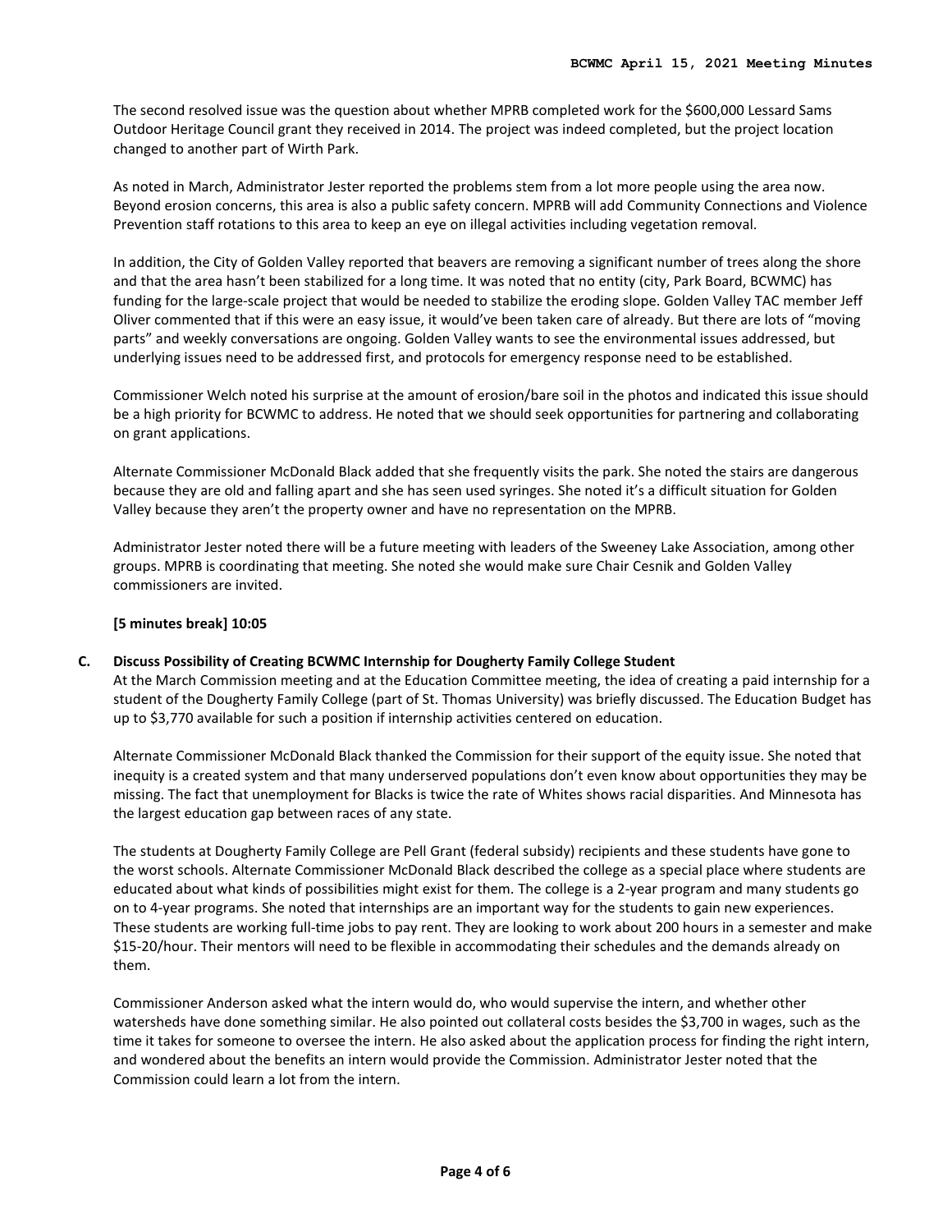The second resolved issue was the question about whether MPRB completed work for the $600,000 Lessard Sams Outdoor Heritage Council grant they received in 2014. The project was indeed completed, but the project location changed to another part of Wirth Park.

As noted in March, Administrator Jester reported the problems stem from a lot more people using the area now. Beyond erosion concerns, this area is also a public safety concern. MPRB will add Community Connections and Violence Prevention staff rotations to this area to keep an eye on illegal activities including vegetation removal.

In addition, the City of Golden Valley reported that beavers are removing a significant number of trees along the shore and that the area hasn't been stabilized for a long time. It was noted that no entity (city, Park Board, BCWMC) has funding for the large-scale project that would be needed to stabilize the eroding slope. Golden Valley TAC member Jeff Oliver commented that if this were an easy issue, it would've been taken care of already. But there are lots of "moving parts" and weekly conversations are ongoing. Golden Valley wants to see the environmental issues addressed, but underlying issues need to be addressed first, and protocols for emergency response need to be established.

Commissioner Welch noted his surprise at the amount of erosion/bare soil in the photos and indicated this issue should be a high priority for BCWMC to address. He noted that we should seek opportunities for partnering and collaborating on grant applications.

Alternate Commissioner McDonald Black added that she frequently visits the park. She noted the stairs are dangerous because they are old and falling apart and she has seen used syringes. She noted it's a difficult situation for Golden Valley because they aren't the property owner and have no representation on the MPRB.

Administrator Jester noted there will be a future meeting with leaders of the Sweeney Lake Association, among other groups. MPRB is coordinating that meeting. She noted she would make sure Chair Cesnik and Golden Valley commissioners are invited.

**[5 minutes break] 10:05**

**C. Discuss Possibility of Creating BCWMC Internship for Dougherty Family College Student**

At the March Commission meeting and at the Education Committee meeting, the idea of creating a paid internship for a student of the Dougherty Family College (part of St. Thomas University) was briefly discussed. The Education Budget has up to $3,770 available for such a position if internship activities centered on education.

Alternate Commissioner McDonald Black thanked the Commission for their support of the equity issue. She noted that inequity is a created system and that many underserved populations don't even know about opportunities they may be missing. The fact that unemployment for Blacks is twice the rate of Whites shows racial disparities. And Minnesota has the largest education gap between races of any state.

The students at Dougherty Family College are Pell Grant (federal subsidy) recipients and these students have gone to the worst schools. Alternate Commissioner McDonald Black described the college as a special place where students are educated about what kinds of possibilities might exist for them. The college is a 2-year program and many students go on to 4-year programs. She noted that internships are an important way for the students to gain new experiences. These students are working full-time jobs to pay rent. They are looking to work about 200 hours in a semester and make $15-20/hour. Their mentors will need to be flexible in accommodating their schedules and the demands already on them.

Commissioner Anderson asked what the intern would do, who would supervise the intern, and whether other watersheds have done something similar. He also pointed out collateral costs besides the $3,700 in wages, such as the time it takes for someone to oversee the intern. He also asked about the application process for finding the right intern, and wondered about the benefits an intern would provide the Commission. Administrator Jester noted that the Commission could learn a lot from the intern.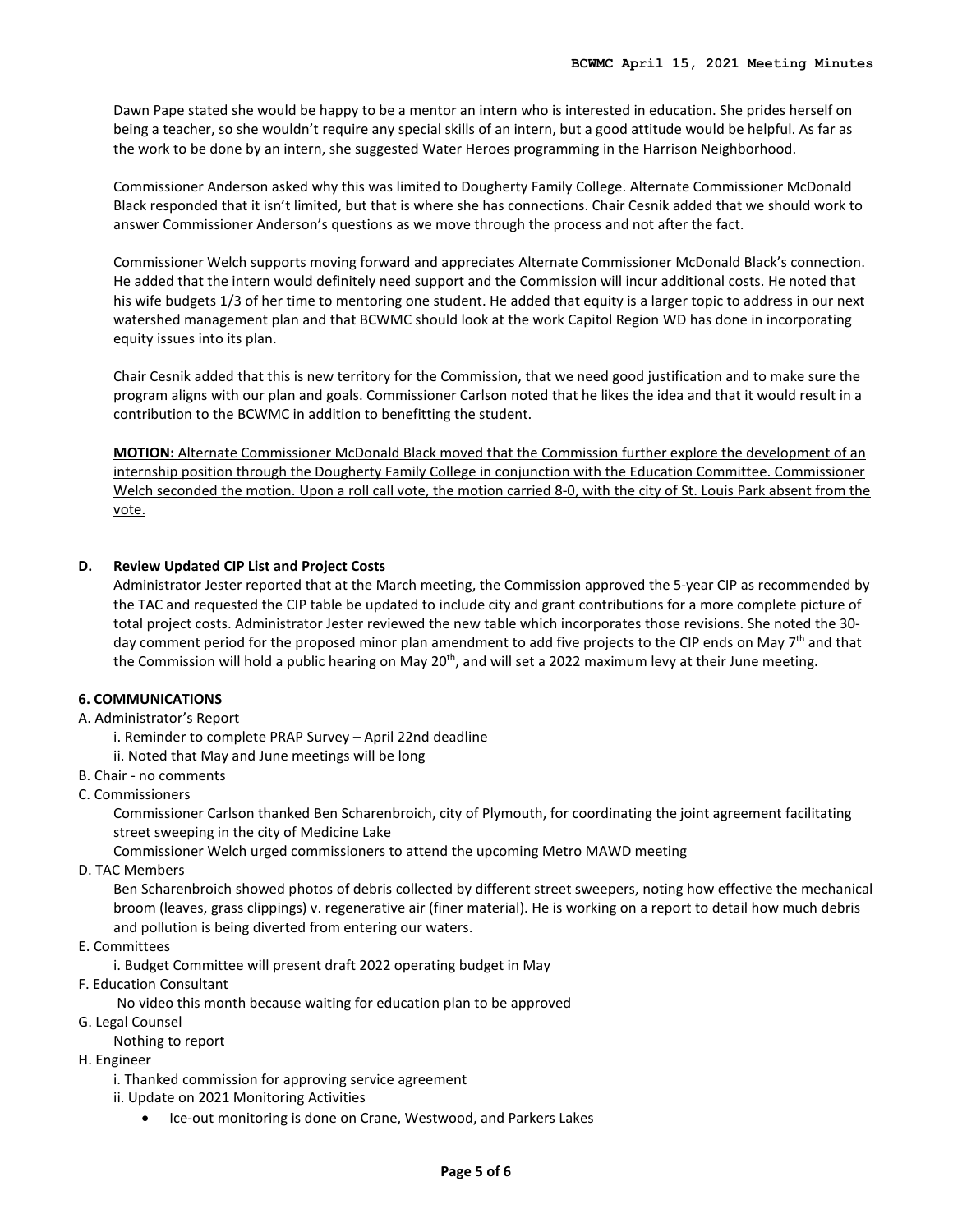Dawn Pape stated she would be happy to be a mentor an intern who is interested in education. She prides herself on being a teacher, so she wouldn't require any special skills of an intern, but a good attitude would be helpful. As far as the work to be done by an intern, she suggested Water Heroes programming in the Harrison Neighborhood.

Commissioner Anderson asked why this was limited to Dougherty Family College. Alternate Commissioner McDonald Black responded that it isn't limited, but that is where she has connections. Chair Cesnik added that we should work to answer Commissioner Anderson's questions as we move through the process and not after the fact.

Commissioner Welch supports moving forward and appreciates Alternate Commissioner McDonald Black's connection. He added that the intern would definitely need support and the Commission will incur additional costs. He noted that his wife budgets 1/3 of her time to mentoring one student. He added that equity is a larger topic to address in our next watershed management plan and that BCWMC should look at the work Capitol Region WD has done in incorporating equity issues into its plan.

Chair Cesnik added that this is new territory for the Commission, that we need good justification and to make sure the program aligns with our plan and goals. Commissioner Carlson noted that he likes the idea and that it would result in a contribution to the BCWMC in addition to benefitting the student.

<u>**MOTION:** Alternate Commissioner McDonald Black moved that the Commission further explore the development of an internship position through the Dougherty Family College in conjunction with the Education Committee. Commissioner Welch seconded the motion. Upon a roll call vote, the motion carried 8-0, with the city of St. Louis Park absent from the vote.</u>

**D. Review Updated CIP List and Project Costs**

Administrator Jester reported that at the March meeting, the Commission approved the 5-year CIP as recommended by the TAC and requested the CIP table be updated to include city and grant contributions for a more complete picture of total project costs. Administrator Jester reviewed the new table which incorporates those revisions. She noted the 30-day comment period for the proposed minor plan amendment to add five projects to the CIP ends on May 7th and that the Commission will hold a public hearing on May 20th, and will set a 2022 maximum levy at their June meeting.

**6. COMMUNICATIONS**

A. Administrator's Report
   - i. Reminder to complete PRAP Survey – April 22nd deadline
   - ii. Noted that May and June meetings will be long

B. Chair - no comments

C. Commissioners

   Commissioner Carlson thanked Ben Scharenbroich, city of Plymouth, for coordinating the joint agreement facilitating street sweeping in the city of Medicine Lake

   Commissioner Welch urged commissioners to attend the upcoming Metro MAWD meeting

D. TAC Members

   Ben Scharenbroich showed photos of debris collected by different street sweepers, noting how effective the mechanical broom (leaves, grass clippings) v. regenerative air (finer material). He is working on a report to detail how much debris and pollution is being diverted from entering our waters.

E. Committees
   - i. Budget Committee will present draft 2022 operating budget in May

F. Education Consultant

   No video this month because waiting for education plan to be approved

G. Legal Counsel

   Nothing to report

H. Engineer
   - i. Thanked commission for approving service agreement
   - ii. Update on 2021 Monitoring Activities
     - Ice-out monitoring is done on Crane, Westwood, and Parkers Lakes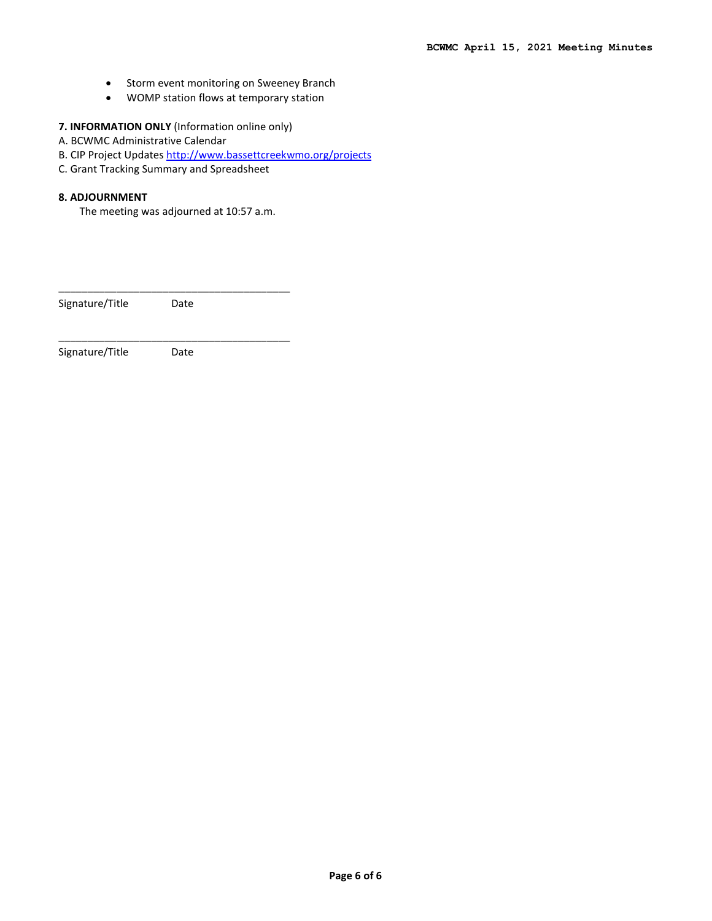- Storm event monitoring on Sweeney Branch
- WOMP station flows at temporary station

**7. INFORMATION ONLY** (Information online only)

A. BCWMC Administrative Calendar

B. CIP Project Updates [http://www.bassettcreekwmo.org/projects](http://www.bassettcreekwmo.org/projects)

C. Grant Tracking Summary and Spreadsheet

**8. ADJOURNMENT**

The meeting was adjourned at 10:57 a.m.

\_\_\_\_\_\_\_\_\_\_\_\_\_\_\_\_\_\_\_\_\_\_\_\_\_\_\_\_\_\_\_\_\_\_\_\_\_\_\_\_\_\_

Signature/Title Date

\_\_\_\_\_\_\_\_\_\_\_\_\_\_\_\_\_\_\_\_\_\_\_\_\_\_\_\_\_\_\_\_\_\_\_\_\_\_\_\_\_\_

Signature/Title Date